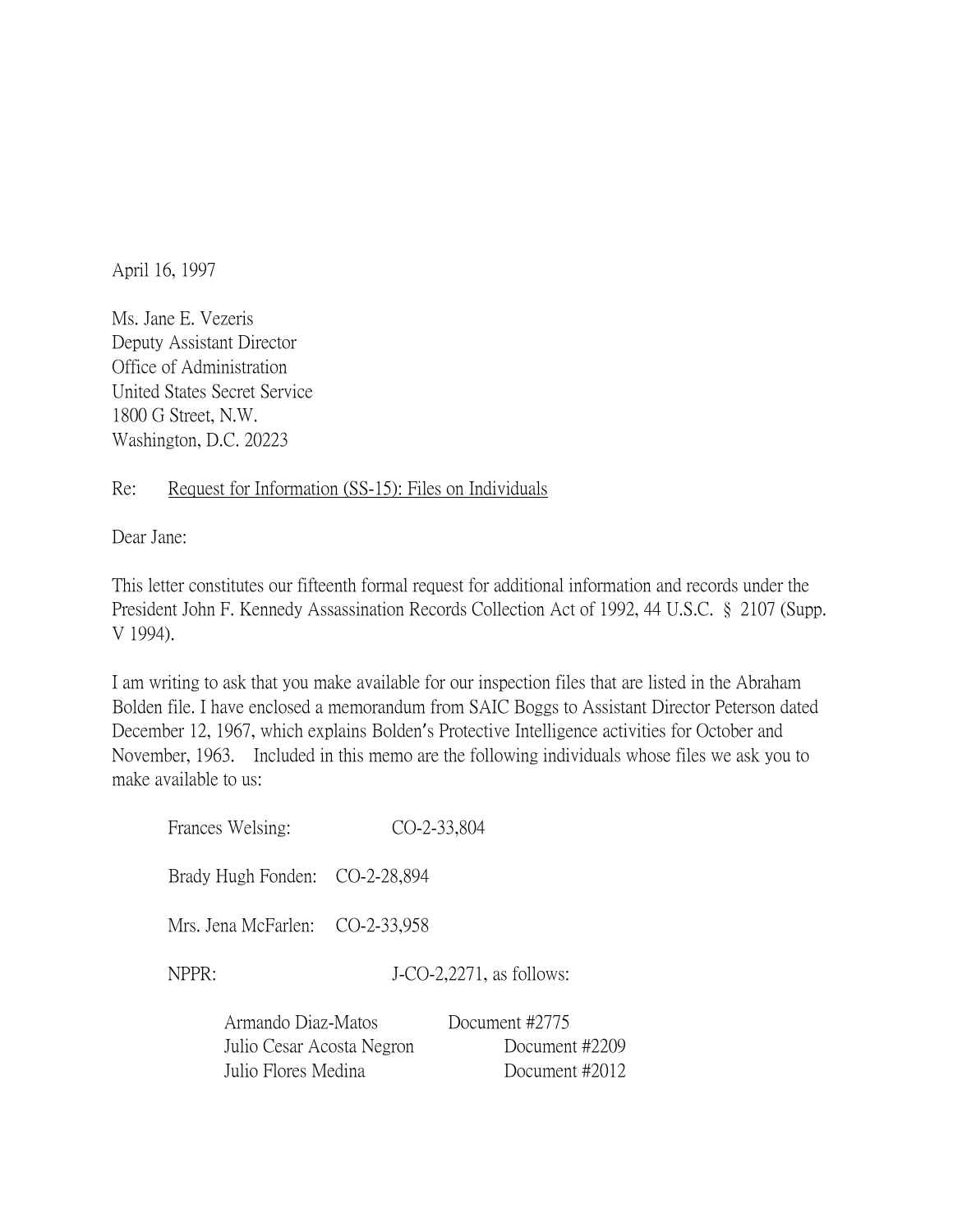April 16, 1997

Ms. Jane E. Vezeris
Deputy Assistant Director
Office of Administration
United States Secret Service
1800 G Street, N.W.
Washington, D.C. 20223

Re: Request for Information (SS-15): Files on Individuals

Dear Jane:

This letter constitutes our fifteenth formal request for additional information and records under the President John F. Kennedy Assassination Records Collection Act of 1992, 44 U.S.C. § 2107 (Supp. V 1994).

I am writing to ask that you make available for our inspection files that are listed in the Abraham Bolden file. I have enclosed a memorandum from SAIC Boggs to Assistant Director Peterson dated December 12, 1967, which explains Bolden's Protective Intelligence activities for October and November, 1963. Included in this memo are the following individuals whose files we ask you to make available to us:

Frances Welsing: CO-2-33,804

Brady Hugh Fonden: CO-2-28,894

Mrs. Jena McFarlen: CO-2-33,958

NPPR: J-CO-2,2271, as follows:

Armando Diaz-Matos Document #2775
Julio Cesar Acosta Negron Document #2209
Julio Flores Medina Document #2012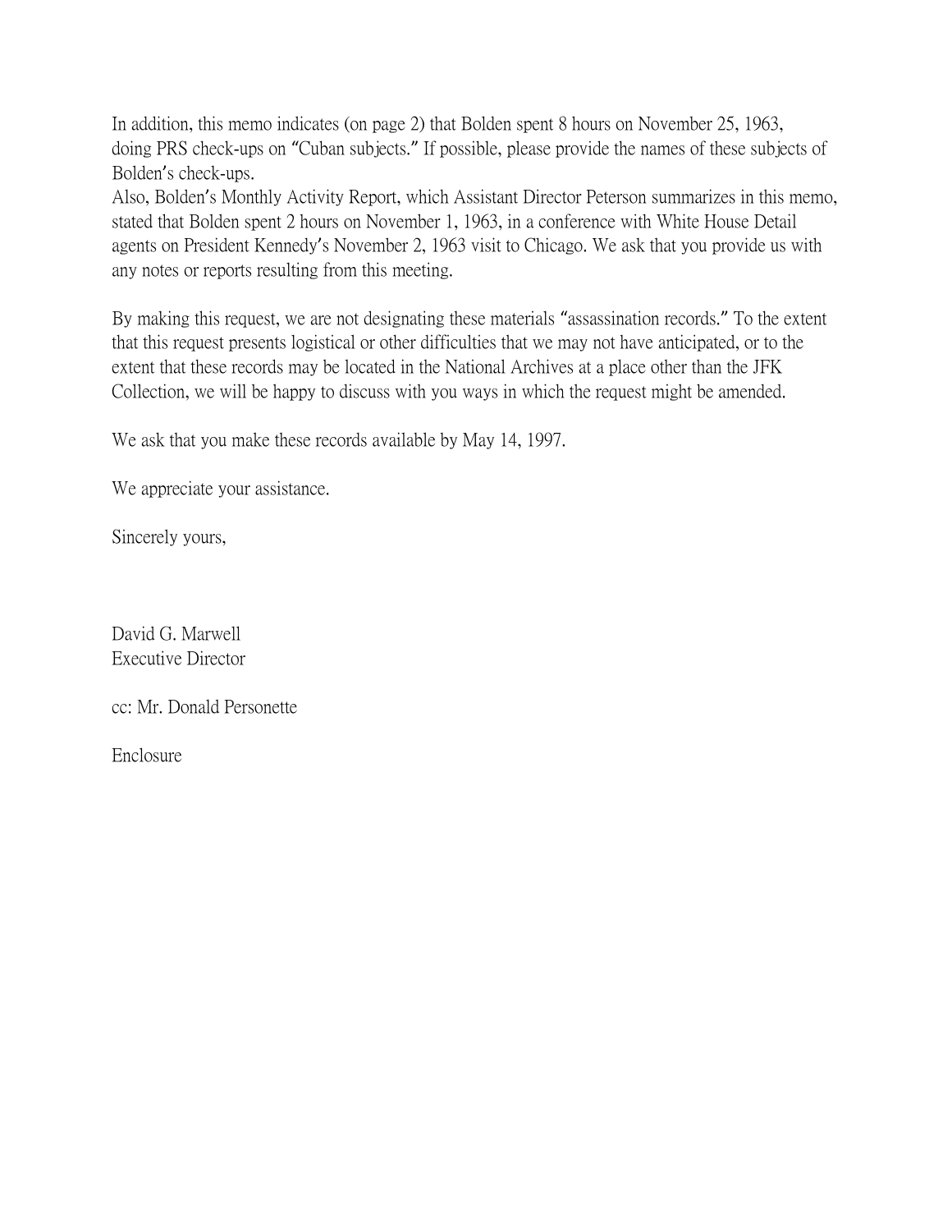In addition, this memo indicates (on page 2) that Bolden spent 8 hours on November 25, 1963, doing PRS check-ups on "Cuban subjects." If possible, please provide the names of these subjects of Bolden's check-ups.

Also, Bolden's Monthly Activity Report, which Assistant Director Peterson summarizes in this memo, stated that Bolden spent 2 hours on November 1, 1963, in a conference with White House Detail agents on President Kennedy's November 2, 1963 visit to Chicago. We ask that you provide us with any notes or reports resulting from this meeting.

By making this request, we are not designating these materials "assassination records." To the extent that this request presents logistical or other difficulties that we may not have anticipated, or to the extent that these records may be located in the National Archives at a place other than the JFK Collection, we will be happy to discuss with you ways in which the request might be amended.

We ask that you make these records available by May 14, 1997.

We appreciate your assistance.

Sincerely yours,

David G. Marwell
Executive Director

cc: Mr. Donald Personette

Enclosure